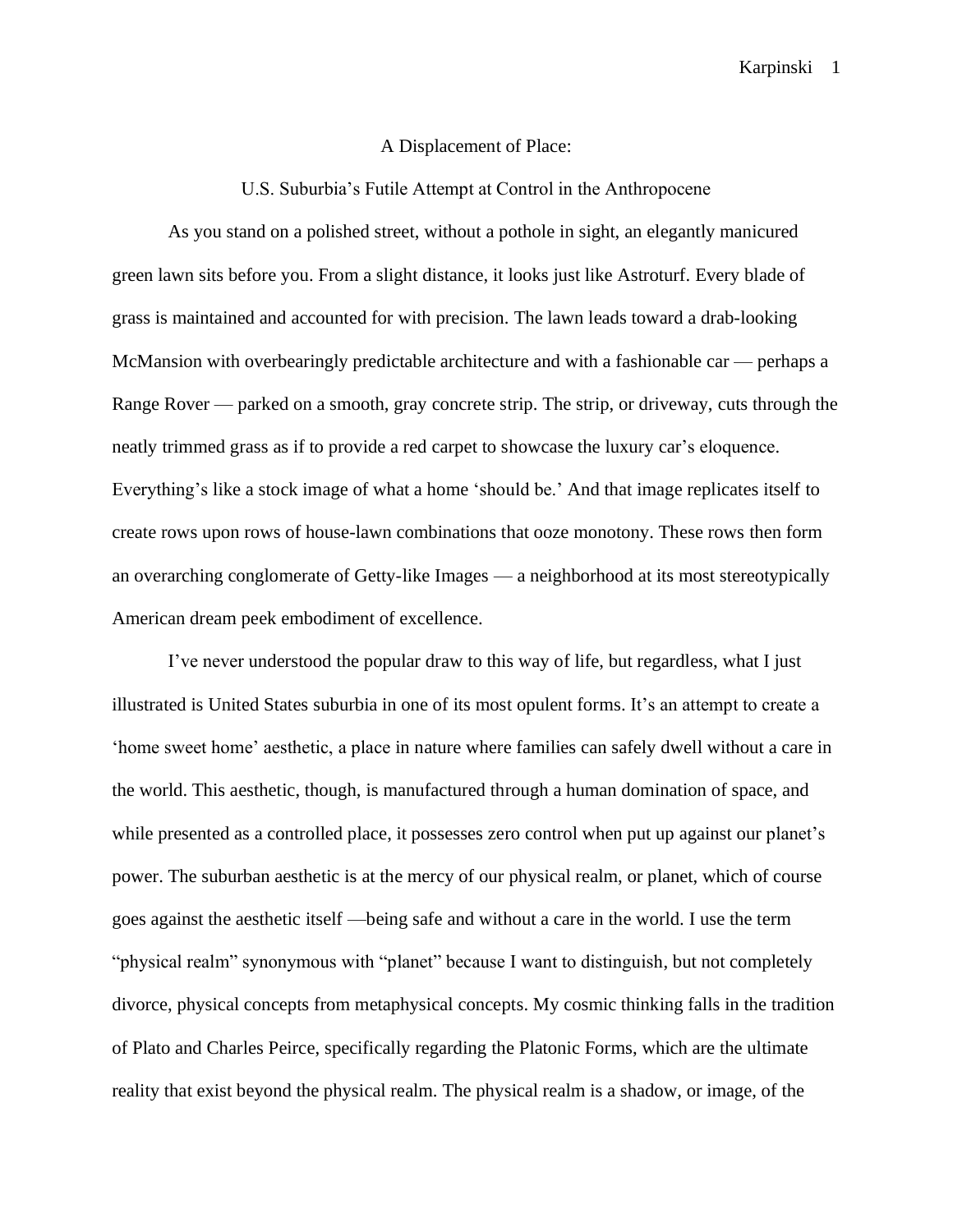# A Displacement of Place:

## U.S. Suburbia's Futile Attempt at Control in the Anthropocene

As you stand on a polished street, without a pothole in sight, an elegantly manicured green lawn sits before you. From a slight distance, it looks just like Astroturf. Every blade of grass is maintained and accounted for with precision. The lawn leads toward a drab-looking McMansion with overbearingly predictable architecture and with a fashionable car — perhaps a Range Rover — parked on a smooth, gray concrete strip. The strip, or driveway, cuts through the neatly trimmed grass as if to provide a red carpet to showcase the luxury car's eloquence. Everything's like a stock image of what a home 'should be.' And that image replicates itself to create rows upon rows of house-lawn combinations that ooze monotony. These rows then form an overarching conglomerate of Getty-like Images — a neighborhood at its most stereotypically American dream peek embodiment of excellence.

I've never understood the popular draw to this way of life, but regardless, what I just illustrated is United States suburbia in one of its most opulent forms. It's an attempt to create a 'home sweet home' aesthetic, a place in nature where families can safely dwell without a care in the world. This aesthetic, though, is manufactured through a human domination of space, and while presented as a controlled place, it possesses zero control when put up against our planet's power. The suburban aesthetic is at the mercy of our physical realm, or planet, which of course goes against the aesthetic itself —being safe and without a care in the world. I use the term "physical realm" synonymous with "planet" because I want to distinguish, but not completely divorce, physical concepts from metaphysical concepts. My cosmic thinking falls in the tradition of Plato and Charles Peirce, specifically regarding the Platonic Forms, which are the ultimate reality that exist beyond the physical realm. The physical realm is a shadow, or image, of the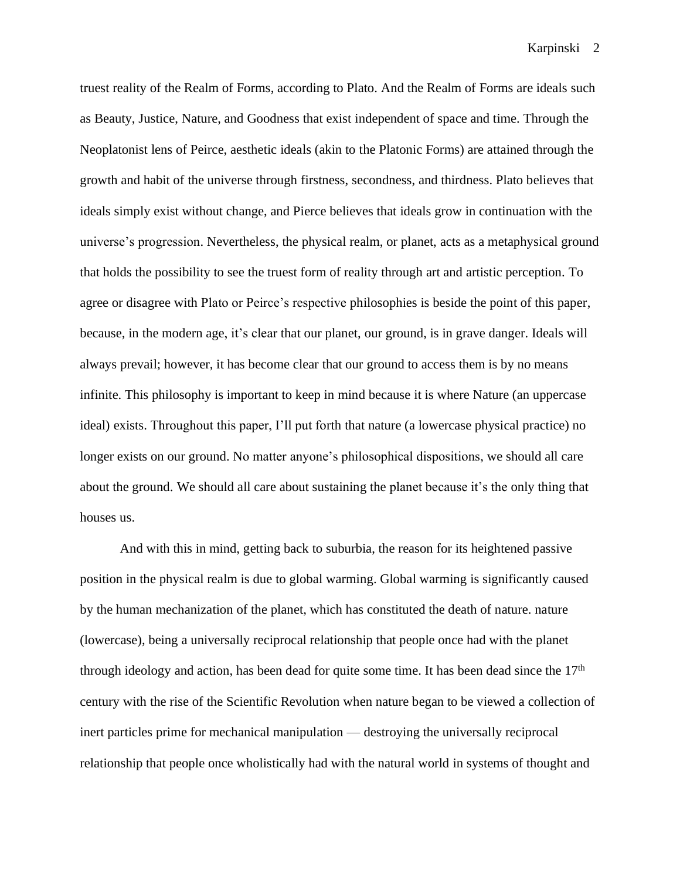truest reality of the Realm of Forms, according to Plato. And the Realm of Forms are ideals such as Beauty, Justice, Nature, and Goodness that exist independent of space and time. Through the Neoplatonist lens of Peirce, aesthetic ideals (akin to the Platonic Forms) are attained through the growth and habit of the universe through firstness, secondness, and thirdness. Plato believes that ideals simply exist without change, and Pierce believes that ideals grow in continuation with the universe's progression. Nevertheless, the physical realm, or planet, acts as a metaphysical ground that holds the possibility to see the truest form of reality through art and artistic perception. To agree or disagree with Plato or Peirce's respective philosophies is beside the point of this paper, because, in the modern age, it's clear that our planet, our ground, is in grave danger. Ideals will always prevail; however, it has become clear that our ground to access them is by no means infinite. This philosophy is important to keep in mind because it is where Nature (an uppercase ideal) exists. Throughout this paper, I'll put forth that nature (a lowercase physical practice) no longer exists on our ground. No matter anyone's philosophical dispositions, we should all care about the ground. We should all care about sustaining the planet because it's the only thing that houses us.

And with this in mind, getting back to suburbia, the reason for its heightened passive position in the physical realm is due to global warming. Global warming is significantly caused by the human mechanization of the planet, which has constituted the death of nature. nature (lowercase), being a universally reciprocal relationship that people once had with the planet through ideology and action, has been dead for quite some time. It has been dead since the 17th century with the rise of the Scientific Revolution when nature began to be viewed a collection of inert particles prime for mechanical manipulation — destroying the universally reciprocal relationship that people once wholistically had with the natural world in systems of thought and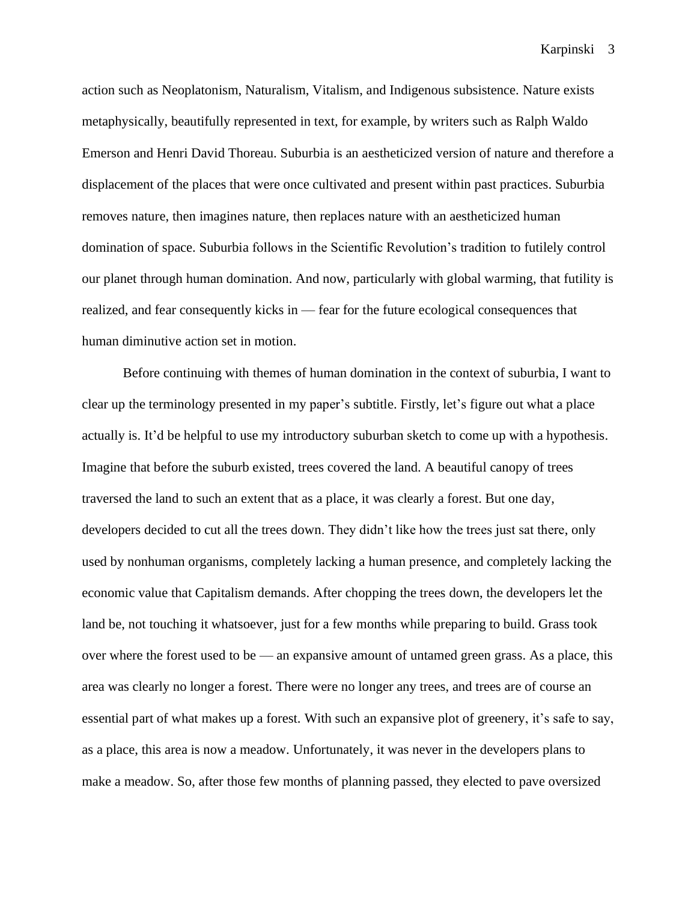action such as Neoplatonism, Naturalism, Vitalism, and Indigenous subsistence. Nature exists metaphysically, beautifully represented in text, for example, by writers such as Ralph Waldo Emerson and Henri David Thoreau. Suburbia is an aestheticized version of nature and therefore a displacement of the places that were once cultivated and present within past practices. Suburbia removes nature, then imagines nature, then replaces nature with an aestheticized human domination of space. Suburbia follows in the Scientific Revolution's tradition to futilely control our planet through human domination. And now, particularly with global warming, that futility is realized, and fear consequently kicks in — fear for the future ecological consequences that human diminutive action set in motion.

Before continuing with themes of human domination in the context of suburbia, I want to clear up the terminology presented in my paper's subtitle. Firstly, let's figure out what a place actually is. It'd be helpful to use my introductory suburban sketch to come up with a hypothesis. Imagine that before the suburb existed, trees covered the land. A beautiful canopy of trees traversed the land to such an extent that as a place, it was clearly a forest. But one day, developers decided to cut all the trees down. They didn't like how the trees just sat there, only used by nonhuman organisms, completely lacking a human presence, and completely lacking the economic value that Capitalism demands. After chopping the trees down, the developers let the land be, not touching it whatsoever, just for a few months while preparing to build. Grass took over where the forest used to be — an expansive amount of untamed green grass. As a place, this area was clearly no longer a forest. There were no longer any trees, and trees are of course an essential part of what makes up a forest. With such an expansive plot of greenery, it's safe to say, as a place, this area is now a meadow. Unfortunately, it was never in the developers plans to make a meadow. So, after those few months of planning passed, they elected to pave oversized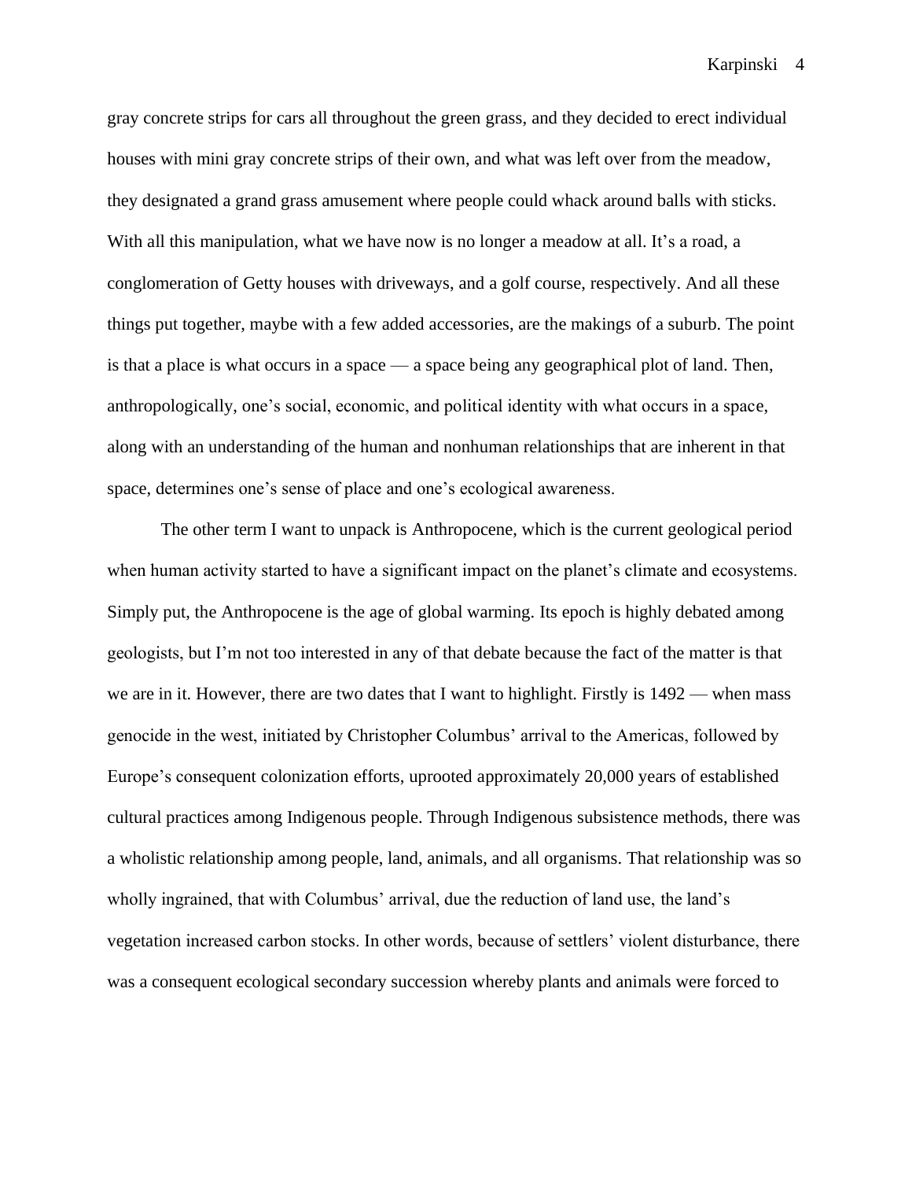gray concrete strips for cars all throughout the green grass, and they decided to erect individual houses with mini gray concrete strips of their own, and what was left over from the meadow, they designated a grand grass amusement where people could whack around balls with sticks. With all this manipulation, what we have now is no longer a meadow at all. It's a road, a conglomeration of Getty houses with driveways, and a golf course, respectively. And all these things put together, maybe with a few added accessories, are the makings of a suburb. The point is that a place is what occurs in a space — a space being any geographical plot of land. Then, anthropologically, one's social, economic, and political identity with what occurs in a space, along with an understanding of the human and nonhuman relationships that are inherent in that space, determines one's sense of place and one's ecological awareness.

The other term I want to unpack is Anthropocene, which is the current geological period when human activity started to have a significant impact on the planet's climate and ecosystems. Simply put, the Anthropocene is the age of global warming. Its epoch is highly debated among geologists, but I'm not too interested in any of that debate because the fact of the matter is that we are in it. However, there are two dates that I want to highlight. Firstly is 1492 — when mass genocide in the west, initiated by Christopher Columbus' arrival to the Americas, followed by Europe's consequent colonization efforts, uprooted approximately 20,000 years of established cultural practices among Indigenous people. Through Indigenous subsistence methods, there was a wholistic relationship among people, land, animals, and all organisms. That relationship was so wholly ingrained, that with Columbus' arrival, due the reduction of land use, the land's vegetation increased carbon stocks. In other words, because of settlers' violent disturbance, there was a consequent ecological secondary succession whereby plants and animals were forced to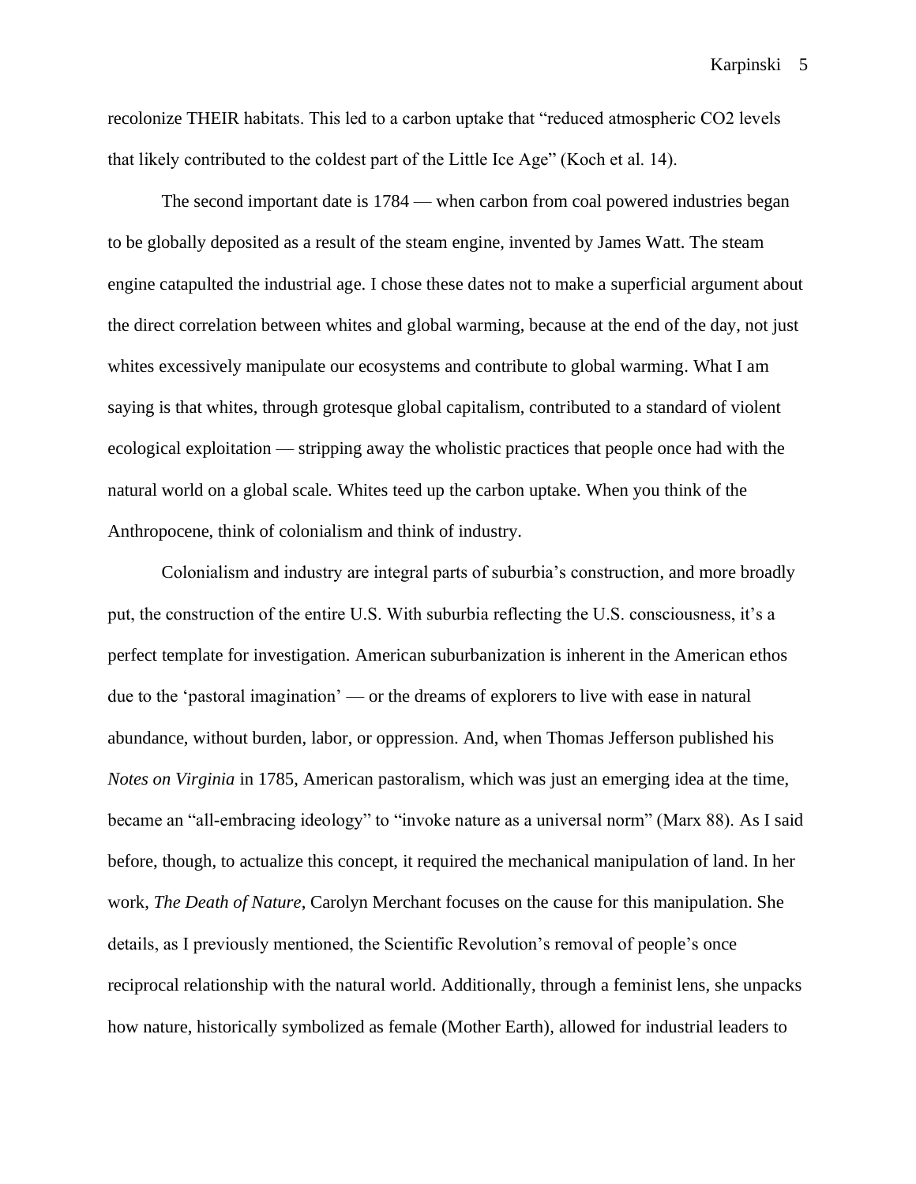recolonize THEIR habitats. This led to a carbon uptake that "reduced atmospheric $CO_2$ levels that likely contributed to the coldest part of the Little Ice Age" (Koch et al. 14).

The second important date is 1784 — when carbon from coal powered industries began to be globally deposited as a result of the steam engine, invented by James Watt. The steam engine catapulted the industrial age. I chose these dates not to make a superficial argument about the direct correlation between whites and global warming, because at the end of the day, not just whites excessively manipulate our ecosystems and contribute to global warming. What I am saying is that whites, through grotesque global capitalism, contributed to a standard of violent ecological exploitation — stripping away the wholistic practices that people once had with the natural world on a global scale. Whites teed up the carbon uptake. When you think of the Anthropocene, think of colonialism and think of industry.

Colonialism and industry are integral parts of suburbia's construction, and more broadly put, the construction of the entire U.S. With suburbia reflecting the U.S. consciousness, it's a perfect template for investigation. American suburbanization is inherent in the American ethos due to the 'pastoral imagination' — or the dreams of explorers to live with ease in natural abundance, without burden, labor, or oppression. And, when Thomas Jefferson published his *Notes on Virginia* in 1785, American pastoralism, which was just an emerging idea at the time, became an "all-embracing ideology" to "invoke nature as a universal norm" (Marx 88). As I said before, though, to actualize this concept, it required the mechanical manipulation of land. In her work, *The Death of Nature*, Carolyn Merchant focuses on the cause for this manipulation. She details, as I previously mentioned, the Scientific Revolution's removal of people's once reciprocal relationship with the natural world. Additionally, through a feminist lens, she unpacks how nature, historically symbolized as female (Mother Earth), allowed for industrial leaders to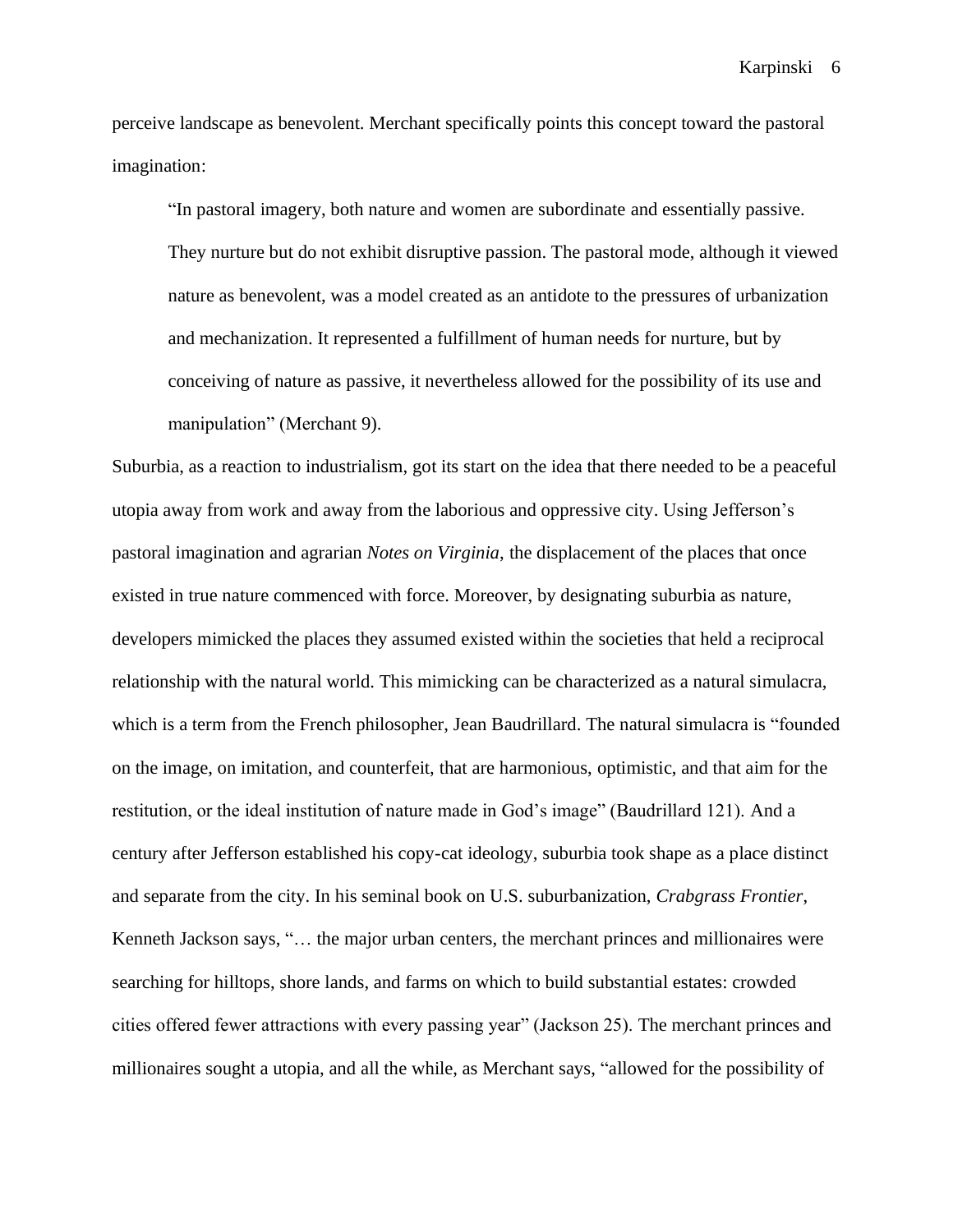perceive landscape as benevolent. Merchant specifically points this concept toward the pastoral imagination:

> "In pastoral imagery, both nature and women are subordinate and essentially passive. They nurture but do not exhibit disruptive passion. The pastoral mode, although it viewed nature as benevolent, was a model created as an antidote to the pressures of urbanization and mechanization. It represented a fulfillment of human needs for nurture, but by conceiving of nature as passive, it nevertheless allowed for the possibility of its use and manipulation" (Merchant 9).

Suburbia, as a reaction to industrialism, got its start on the idea that there needed to be a peaceful utopia away from work and away from the laborious and oppressive city. Using Jefferson's pastoral imagination and agrarian *Notes on Virginia*, the displacement of the places that once existed in true nature commenced with force. Moreover, by designating suburbia as nature, developers mimicked the places they assumed existed within the societies that held a reciprocal relationship with the natural world. This mimicking can be characterized as a natural simulacra, which is a term from the French philosopher, Jean Baudrillard. The natural simulacra is "founded on the image, on imitation, and counterfeit, that are harmonious, optimistic, and that aim for the restitution, or the ideal institution of nature made in God's image" (Baudrillard 121). And a century after Jefferson established his copy-cat ideology, suburbia took shape as a place distinct and separate from the city. In his seminal book on U.S. suburbanization, *Crabgrass Frontier*, Kenneth Jackson says, "… the major urban centers, the merchant princes and millionaires were searching for hilltops, shore lands, and farms on which to build substantial estates: crowded cities offered fewer attractions with every passing year" (Jackson 25). The merchant princes and millionaires sought a utopia, and all the while, as Merchant says, "allowed for the possibility of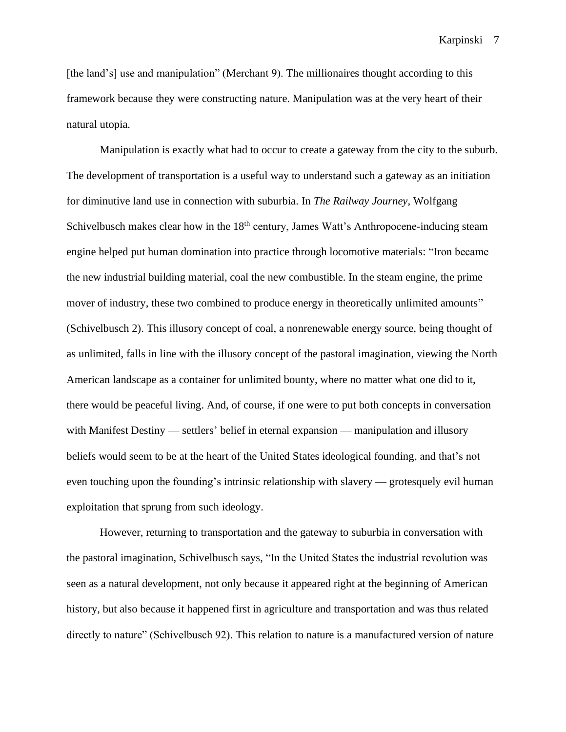[the land's] use and manipulation" (Merchant 9). The millionaires thought according to this framework because they were constructing nature. Manipulation was at the very heart of their natural utopia.

Manipulation is exactly what had to occur to create a gateway from the city to the suburb. The development of transportation is a useful way to understand such a gateway as an initiation for diminutive land use in connection with suburbia. In *The Railway Journey*, Wolfgang Schivelbusch makes clear how in the 18th century, James Watt's Anthropocene-inducing steam engine helped put human domination into practice through locomotive materials: "Iron became the new industrial building material, coal the new combustible. In the steam engine, the prime mover of industry, these two combined to produce energy in theoretically unlimited amounts" (Schivelbusch 2). This illusory concept of coal, a nonrenewable energy source, being thought of as unlimited, falls in line with the illusory concept of the pastoral imagination, viewing the North American landscape as a container for unlimited bounty, where no matter what one did to it, there would be peaceful living. And, of course, if one were to put both concepts in conversation with Manifest Destiny — settlers' belief in eternal expansion — manipulation and illusory beliefs would seem to be at the heart of the United States ideological founding, and that's not even touching upon the founding's intrinsic relationship with slavery — grotesquely evil human exploitation that sprung from such ideology.

However, returning to transportation and the gateway to suburbia in conversation with the pastoral imagination, Schivelbusch says, "In the United States the industrial revolution was seen as a natural development, not only because it appeared right at the beginning of American history, but also because it happened first in agriculture and transportation and was thus related directly to nature" (Schivelbusch 92). This relation to nature is a manufactured version of nature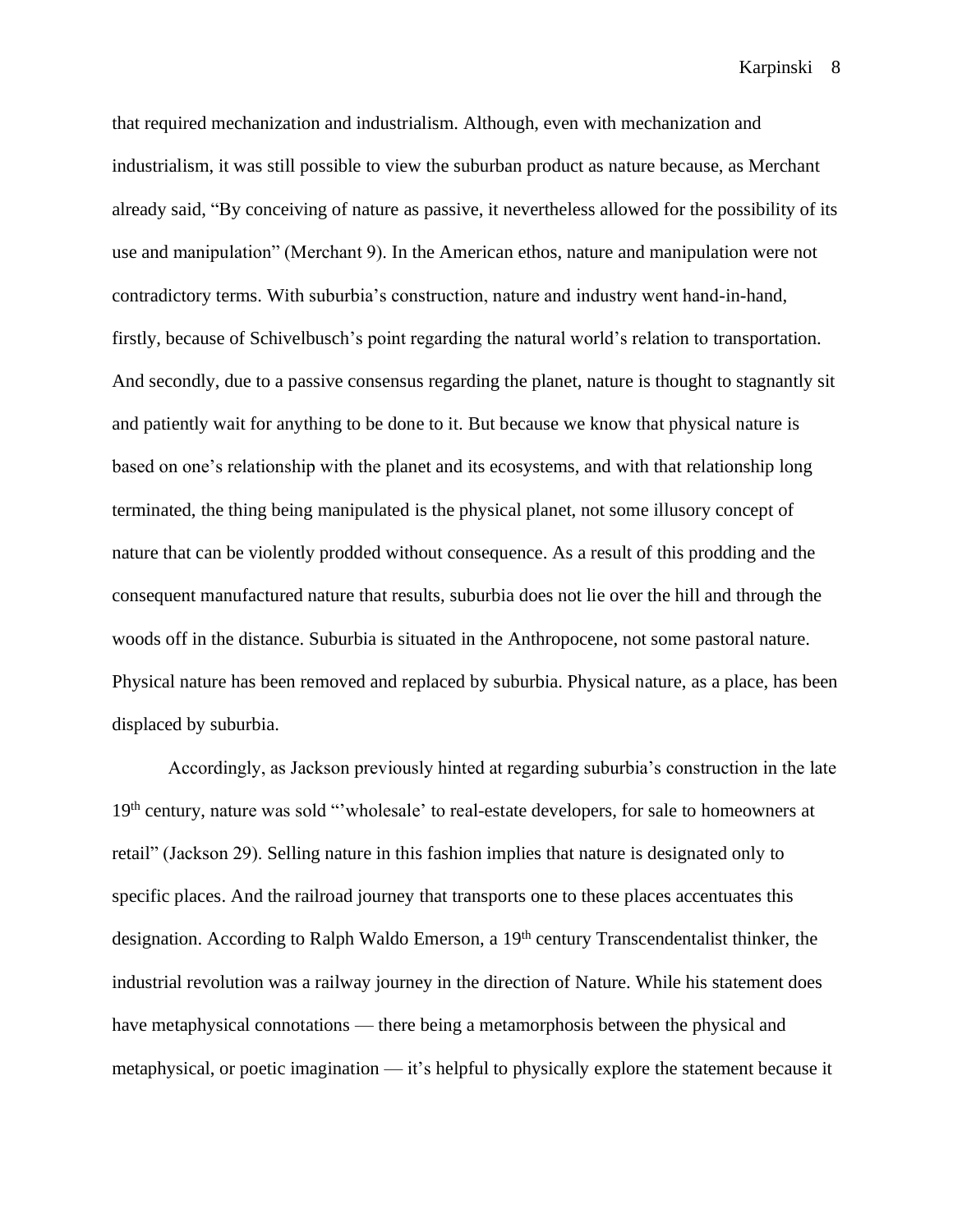that required mechanization and industrialism. Although, even with mechanization and industrialism, it was still possible to view the suburban product as nature because, as Merchant already said, "By conceiving of nature as passive, it nevertheless allowed for the possibility of its use and manipulation" (Merchant 9). In the American ethos, nature and manipulation were not contradictory terms. With suburbia's construction, nature and industry went hand-in-hand, firstly, because of Schivelbusch's point regarding the natural world's relation to transportation. And secondly, due to a passive consensus regarding the planet, nature is thought to stagnantly sit and patiently wait for anything to be done to it. But because we know that physical nature is based on one's relationship with the planet and its ecosystems, and with that relationship long terminated, the thing being manipulated is the physical planet, not some illusory concept of nature that can be violently prodded without consequence. As a result of this prodding and the consequent manufactured nature that results, suburbia does not lie over the hill and through the woods off in the distance. Suburbia is situated in the Anthropocene, not some pastoral nature. Physical nature has been removed and replaced by suburbia. Physical nature, as a place, has been displaced by suburbia.

Accordingly, as Jackson previously hinted at regarding suburbia's construction in the late 19th century, nature was sold "'wholesale' to real-estate developers, for sale to homeowners at retail" (Jackson 29). Selling nature in this fashion implies that nature is designated only to specific places. And the railroad journey that transports one to these places accentuates this designation. According to Ralph Waldo Emerson, a 19th century Transcendentalist thinker, the industrial revolution was a railway journey in the direction of Nature. While his statement does have metaphysical connotations — there being a metamorphosis between the physical and metaphysical, or poetic imagination — it's helpful to physically explore the statement because it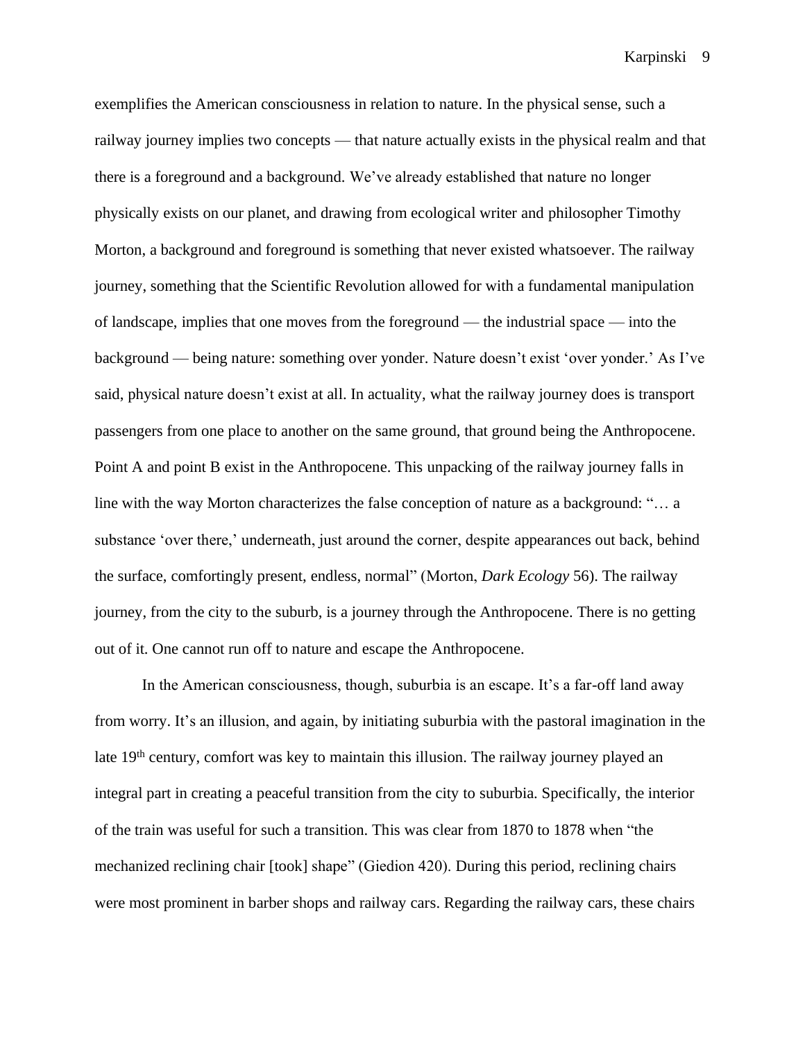exemplifies the American consciousness in relation to nature. In the physical sense, such a railway journey implies two concepts — that nature actually exists in the physical realm and that there is a foreground and a background. We've already established that nature no longer physically exists on our planet, and drawing from ecological writer and philosopher Timothy Morton, a background and foreground is something that never existed whatsoever. The railway journey, something that the Scientific Revolution allowed for with a fundamental manipulation of landscape, implies that one moves from the foreground — the industrial space — into the background — being nature: something over yonder. Nature doesn't exist 'over yonder.' As I've said, physical nature doesn't exist at all. In actuality, what the railway journey does is transport passengers from one place to another on the same ground, that ground being the Anthropocene. Point A and point B exist in the Anthropocene. This unpacking of the railway journey falls in line with the way Morton characterizes the false conception of nature as a background: "… a substance 'over there,' underneath, just around the corner, despite appearances out back, behind the surface, comfortingly present, endless, normal" (Morton, *Dark Ecology* 56). The railway journey, from the city to the suburb, is a journey through the Anthropocene. There is no getting out of it. One cannot run off to nature and escape the Anthropocene.

In the American consciousness, though, suburbia is an escape. It's a far-off land away from worry. It's an illusion, and again, by initiating suburbia with the pastoral imagination in the late 19th century, comfort was key to maintain this illusion. The railway journey played an integral part in creating a peaceful transition from the city to suburbia. Specifically, the interior of the train was useful for such a transition. This was clear from 1870 to 1878 when "the mechanized reclining chair [took] shape" (Giedion 420). During this period, reclining chairs were most prominent in barber shops and railway cars. Regarding the railway cars, these chairs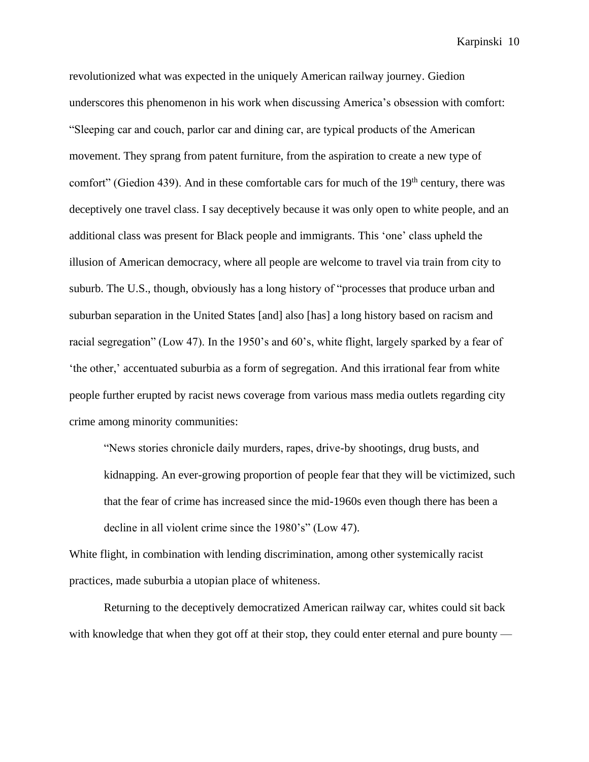revolutionized what was expected in the uniquely American railway journey. Giedion underscores this phenomenon in his work when discussing America's obsession with comfort: "Sleeping car and couch, parlor car and dining car, are typical products of the American movement. They sprang from patent furniture, from the aspiration to create a new type of comfort" (Giedion 439). And in these comfortable cars for much of the 19th century, there was deceptively one travel class. I say deceptively because it was only open to white people, and an additional class was present for Black people and immigrants. This 'one' class upheld the illusion of American democracy, where all people are welcome to travel via train from city to suburb. The U.S., though, obviously has a long history of "processes that produce urban and suburban separation in the United States [and] also [has] a long history based on racism and racial segregation" (Low 47). In the 1950's and 60's, white flight, largely sparked by a fear of 'the other,' accentuated suburbia as a form of segregation. And this irrational fear from white people further erupted by racist news coverage from various mass media outlets regarding city crime among minority communities:

> "News stories chronicle daily murders, rapes, drive-by shootings, drug busts, and kidnapping. An ever-growing proportion of people fear that they will be victimized, such that the fear of crime has increased since the mid-1960s even though there has been a decline in all violent crime since the 1980's" (Low 47).

White flight, in combination with lending discrimination, among other systemically racist practices, made suburbia a utopian place of whiteness.

Returning to the deceptively democratized American railway car, whites could sit back with knowledge that when they got off at their stop, they could enter eternal and pure bounty —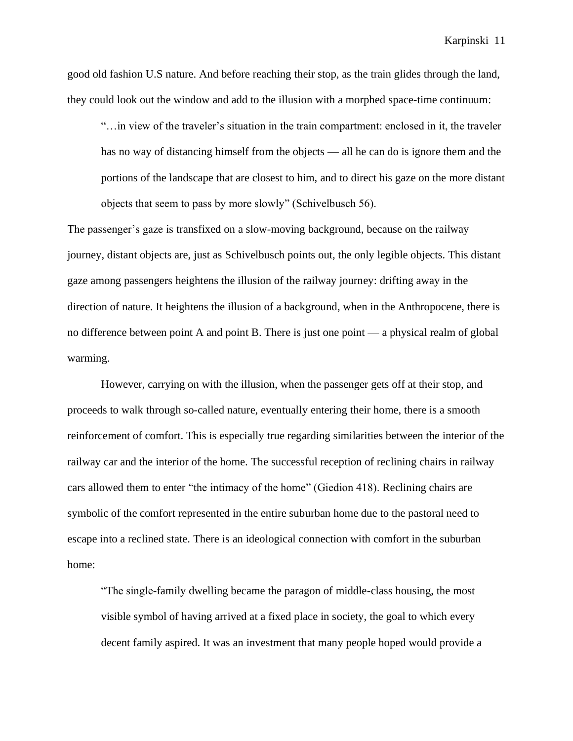good old fashion U.S nature. And before reaching their stop, as the train glides through the land, they could look out the window and add to the illusion with a morphed space-time continuum:

> "…in view of the traveler's situation in the train compartment: enclosed in it, the traveler has no way of distancing himself from the objects — all he can do is ignore them and the portions of the landscape that are closest to him, and to direct his gaze on the more distant objects that seem to pass by more slowly" (Schivelbusch 56).

The passenger's gaze is transfixed on a slow-moving background, because on the railway journey, distant objects are, just as Schivelbusch points out, the only legible objects. This distant gaze among passengers heightens the illusion of the railway journey: drifting away in the direction of nature. It heightens the illusion of a background, when in the Anthropocene, there is no difference between point A and point B. There is just one point — a physical realm of global warming.

However, carrying on with the illusion, when the passenger gets off at their stop, and proceeds to walk through so-called nature, eventually entering their home, there is a smooth reinforcement of comfort. This is especially true regarding similarities between the interior of the railway car and the interior of the home. The successful reception of reclining chairs in railway cars allowed them to enter "the intimacy of the home" (Giedion 418). Reclining chairs are symbolic of the comfort represented in the entire suburban home due to the pastoral need to escape into a reclined state. There is an ideological connection with comfort in the suburban home:

> "The single-family dwelling became the paragon of middle-class housing, the most visible symbol of having arrived at a fixed place in society, the goal to which every decent family aspired. It was an investment that many people hoped would provide a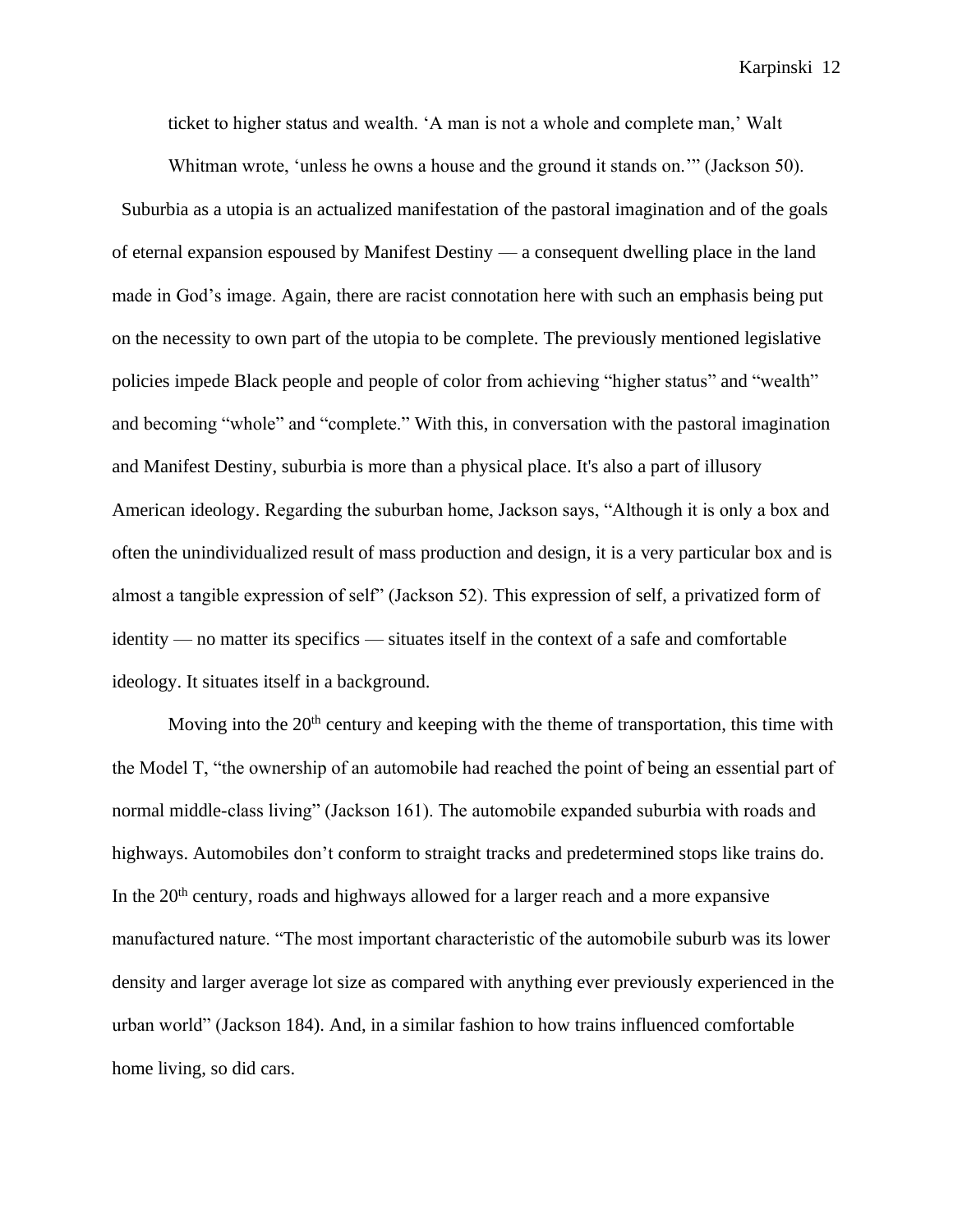ticket to higher status and wealth. 'A man is not a whole and complete man,' Walt Whitman wrote, 'unless he owns a house and the ground it stands on.'" (Jackson 50).

Suburbia as a utopia is an actualized manifestation of the pastoral imagination and of the goals of eternal expansion espoused by Manifest Destiny — a consequent dwelling place in the land made in God's image. Again, there are racist connotation here with such an emphasis being put on the necessity to own part of the utopia to be complete. The previously mentioned legislative policies impede Black people and people of color from achieving "higher status" and "wealth" and becoming "whole" and "complete." With this, in conversation with the pastoral imagination and Manifest Destiny, suburbia is more than a physical place. It's also a part of illusory American ideology. Regarding the suburban home, Jackson says, "Although it is only a box and often the unindividualized result of mass production and design, it is a very particular box and is almost a tangible expression of self" (Jackson 52). This expression of self, a privatized form of identity — no matter its specifics — situates itself in the context of a safe and comfortable ideology. It situates itself in a background.

Moving into the 20th century and keeping with the theme of transportation, this time with the Model T, "the ownership of an automobile had reached the point of being an essential part of normal middle-class living" (Jackson 161). The automobile expanded suburbia with roads and highways. Automobiles don't conform to straight tracks and predetermined stops like trains do. In the 20th century, roads and highways allowed for a larger reach and a more expansive manufactured nature. "The most important characteristic of the automobile suburb was its lower density and larger average lot size as compared with anything ever previously experienced in the urban world" (Jackson 184). And, in a similar fashion to how trains influenced comfortable home living, so did cars.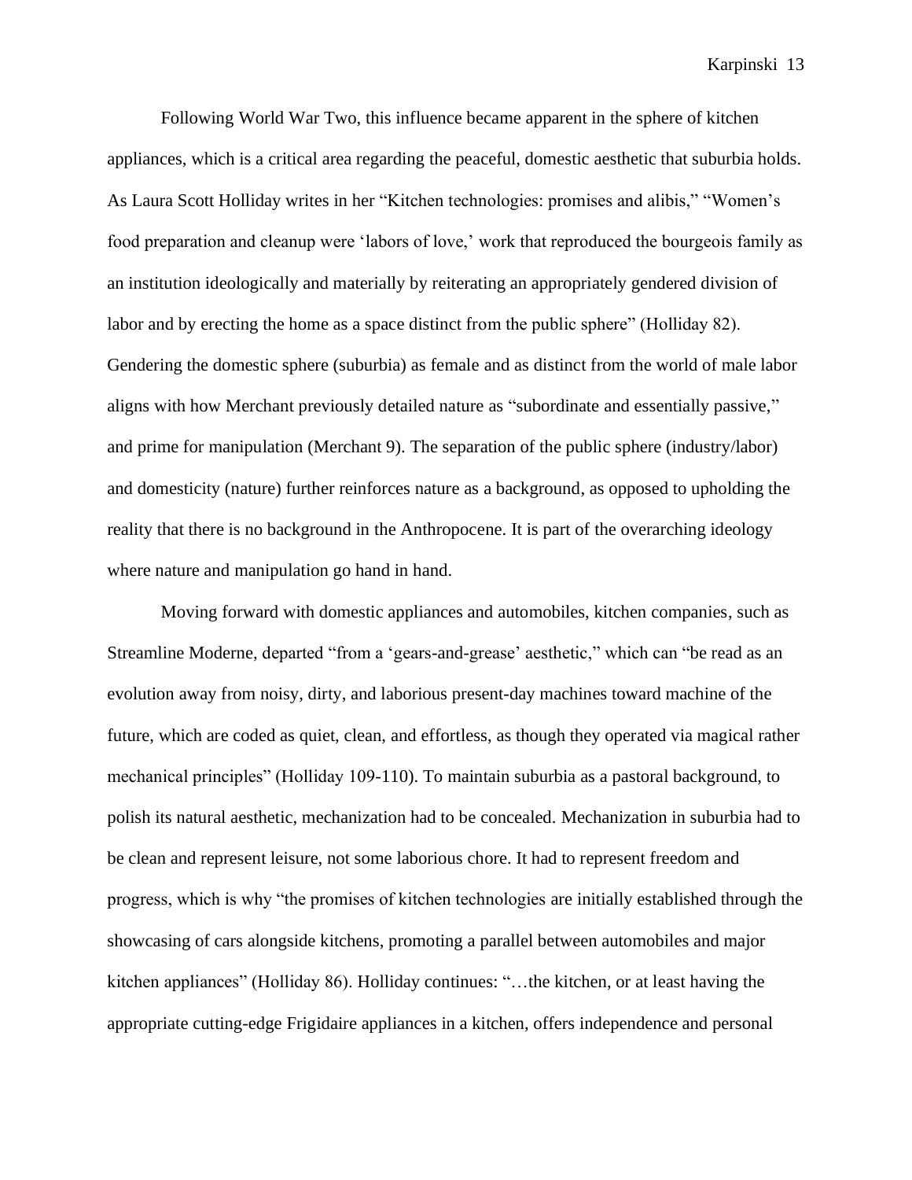Following World War Two, this influence became apparent in the sphere of kitchen appliances, which is a critical area regarding the peaceful, domestic aesthetic that suburbia holds. As Laura Scott Holliday writes in her "Kitchen technologies: promises and alibis," "Women's food preparation and cleanup were 'labors of love,' work that reproduced the bourgeois family as an institution ideologically and materially by reiterating an appropriately gendered division of labor and by erecting the home as a space distinct from the public sphere" (Holliday 82). Gendering the domestic sphere (suburbia) as female and as distinct from the world of male labor aligns with how Merchant previously detailed nature as "subordinate and essentially passive," and prime for manipulation (Merchant 9). The separation of the public sphere (industry/labor) and domesticity (nature) further reinforces nature as a background, as opposed to upholding the reality that there is no background in the Anthropocene. It is part of the overarching ideology where nature and manipulation go hand in hand.

Moving forward with domestic appliances and automobiles, kitchen companies, such as Streamline Moderne, departed "from a 'gears-and-grease' aesthetic," which can "be read as an evolution away from noisy, dirty, and laborious present-day machines toward machine of the future, which are coded as quiet, clean, and effortless, as though they operated via magical rather mechanical principles" (Holliday 109-110). To maintain suburbia as a pastoral background, to polish its natural aesthetic, mechanization had to be concealed. Mechanization in suburbia had to be clean and represent leisure, not some laborious chore. It had to represent freedom and progress, which is why "the promises of kitchen technologies are initially established through the showcasing of cars alongside kitchens, promoting a parallel between automobiles and major kitchen appliances" (Holliday 86). Holliday continues: "…the kitchen, or at least having the appropriate cutting-edge Frigidaire appliances in a kitchen, offers independence and personal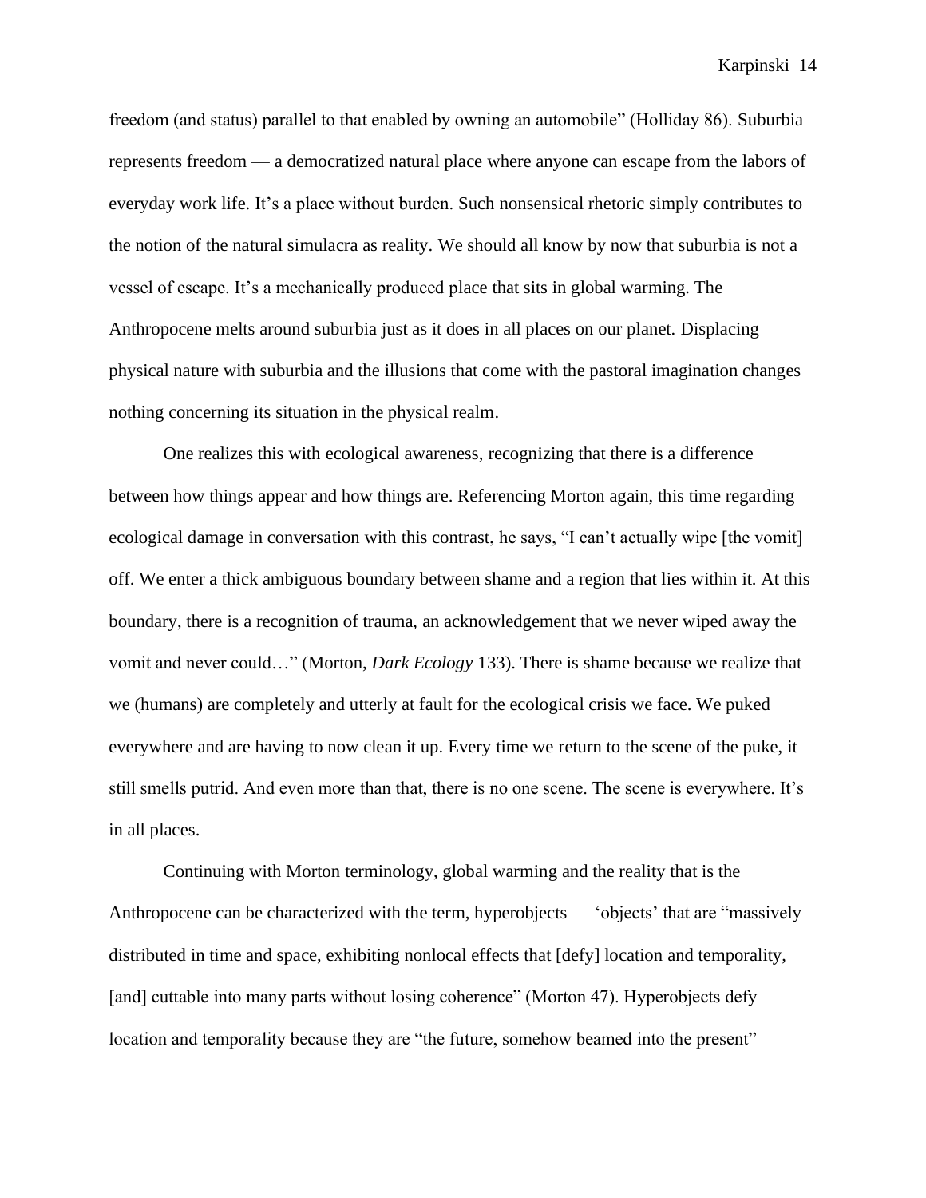freedom (and status) parallel to that enabled by owning an automobile" (Holliday 86). Suburbia represents freedom — a democratized natural place where anyone can escape from the labors of everyday work life. It's a place without burden. Such nonsensical rhetoric simply contributes to the notion of the natural simulacra as reality. We should all know by now that suburbia is not a vessel of escape. It's a mechanically produced place that sits in global warming. The Anthropocene melts around suburbia just as it does in all places on our planet. Displacing physical nature with suburbia and the illusions that come with the pastoral imagination changes nothing concerning its situation in the physical realm.

One realizes this with ecological awareness, recognizing that there is a difference between how things appear and how things are. Referencing Morton again, this time regarding ecological damage in conversation with this contrast, he says, "I can't actually wipe [the vomit] off. We enter a thick ambiguous boundary between shame and a region that lies within it. At this boundary, there is a recognition of trauma, an acknowledgement that we never wiped away the vomit and never could…" (Morton, *Dark Ecology* 133). There is shame because we realize that we (humans) are completely and utterly at fault for the ecological crisis we face. We puked everywhere and are having to now clean it up. Every time we return to the scene of the puke, it still smells putrid. And even more than that, there is no one scene. The scene is everywhere. It's in all places.

Continuing with Morton terminology, global warming and the reality that is the Anthropocene can be characterized with the term, hyperobjects — 'objects' that are "massively distributed in time and space, exhibiting nonlocal effects that [defy] location and temporality, [and] cuttable into many parts without losing coherence" (Morton 47). Hyperobjects defy location and temporality because they are "the future, somehow beamed into the present"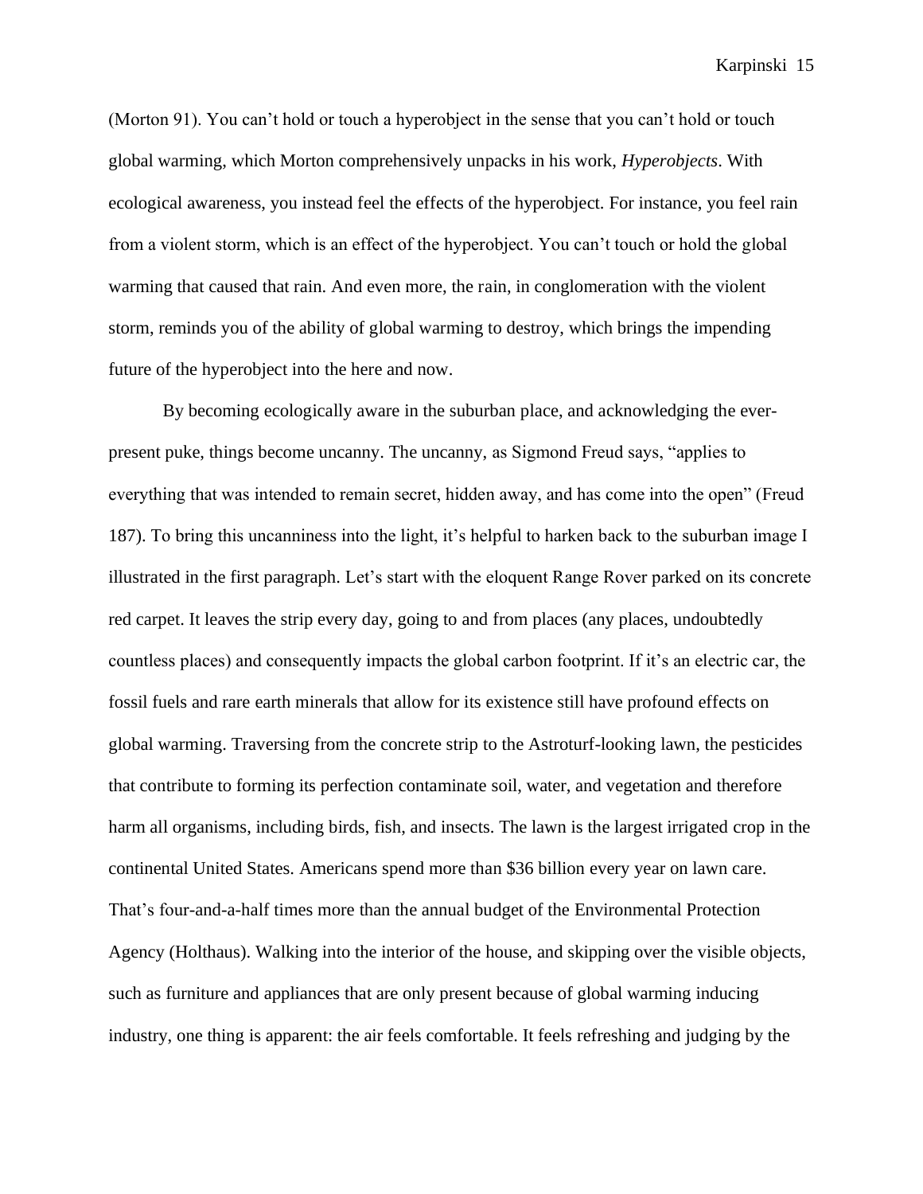(Morton 91). You can't hold or touch a hyperobject in the sense that you can't hold or touch global warming, which Morton comprehensively unpacks in his work, *Hyperobjects*. With ecological awareness, you instead feel the effects of the hyperobject. For instance, you feel rain from a violent storm, which is an effect of the hyperobject. You can't touch or hold the global warming that caused that rain. And even more, the rain, in conglomeration with the violent storm, reminds you of the ability of global warming to destroy, which brings the impending future of the hyperobject into the here and now.

By becoming ecologically aware in the suburban place, and acknowledging the ever-present puke, things become uncanny. The uncanny, as Sigmond Freud says, "applies to everything that was intended to remain secret, hidden away, and has come into the open" (Freud 187). To bring this uncanniness into the light, it's helpful to harken back to the suburban image I illustrated in the first paragraph. Let's start with the eloquent Range Rover parked on its concrete red carpet. It leaves the strip every day, going to and from places (any places, undoubtedly countless places) and consequently impacts the global carbon footprint. If it's an electric car, the fossil fuels and rare earth minerals that allow for its existence still have profound effects on global warming. Traversing from the concrete strip to the Astroturf-looking lawn, the pesticides that contribute to forming its perfection contaminate soil, water, and vegetation and therefore harm all organisms, including birds, fish, and insects. The lawn is the largest irrigated crop in the continental United States. Americans spend more than $36 billion every year on lawn care. That's four-and-a-half times more than the annual budget of the Environmental Protection Agency (Holthaus). Walking into the interior of the house, and skipping over the visible objects, such as furniture and appliances that are only present because of global warming inducing industry, one thing is apparent: the air feels comfortable. It feels refreshing and judging by the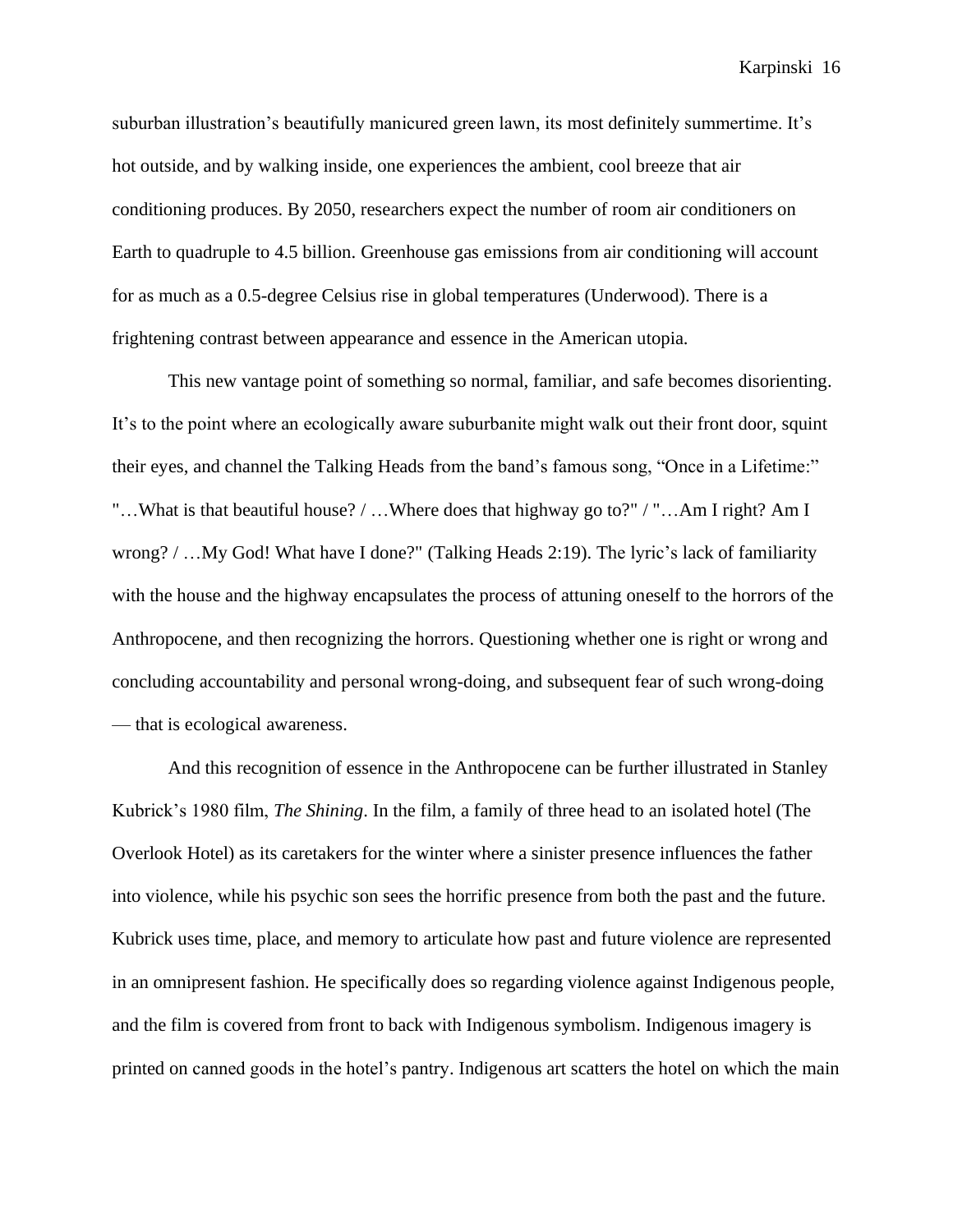suburban illustration's beautifully manicured green lawn, its most definitely summertime. It's hot outside, and by walking inside, one experiences the ambient, cool breeze that air conditioning produces. By 2050, researchers expect the number of room air conditioners on Earth to quadruple to 4.5 billion. Greenhouse gas emissions from air conditioning will account for as much as a 0.5-degree Celsius rise in global temperatures (Underwood). There is a frightening contrast between appearance and essence in the American utopia.

This new vantage point of something so normal, familiar, and safe becomes disorienting. It's to the point where an ecologically aware suburbanite might walk out their front door, squint their eyes, and channel the Talking Heads from the band's famous song, "Once in a Lifetime:" "…What is that beautiful house? / …Where does that highway go to?" / "…Am I right? Am I wrong? / …My God! What have I done?" (Talking Heads 2:19). The lyric's lack of familiarity with the house and the highway encapsulates the process of attuning oneself to the horrors of the Anthropocene, and then recognizing the horrors. Questioning whether one is right or wrong and concluding accountability and personal wrong-doing, and subsequent fear of such wrong-doing — that is ecological awareness.

And this recognition of essence in the Anthropocene can be further illustrated in Stanley Kubrick's 1980 film, *The Shining*. In the film, a family of three head to an isolated hotel (The Overlook Hotel) as its caretakers for the winter where a sinister presence influences the father into violence, while his psychic son sees the horrific presence from both the past and the future. Kubrick uses time, place, and memory to articulate how past and future violence are represented in an omnipresent fashion. He specifically does so regarding violence against Indigenous people, and the film is covered from front to back with Indigenous symbolism. Indigenous imagery is printed on canned goods in the hotel's pantry. Indigenous art scatters the hotel on which the main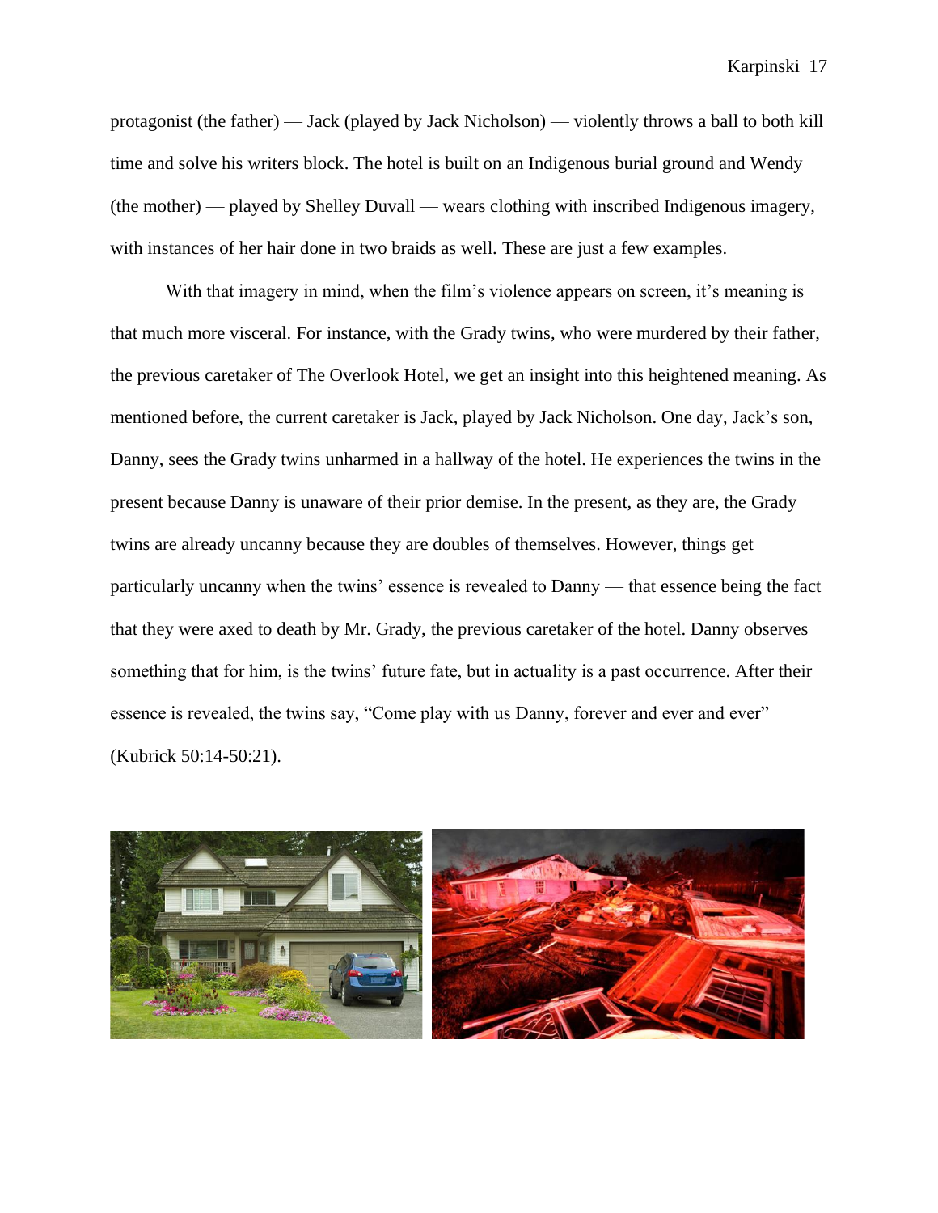protagonist (the father) — Jack (played by Jack Nicholson) — violently throws a ball to both kill time and solve his writers block. The hotel is built on an Indigenous burial ground and Wendy (the mother) — played by Shelley Duvall — wears clothing with inscribed Indigenous imagery, with instances of her hair done in two braids as well. These are just a few examples.

With that imagery in mind, when the film's violence appears on screen, it's meaning is that much more visceral. For instance, with the Grady twins, who were murdered by their father, the previous caretaker of The Overlook Hotel, we get an insight into this heightened meaning. As mentioned before, the current caretaker is Jack, played by Jack Nicholson. One day, Jack's son, Danny, sees the Grady twins unharmed in a hallway of the hotel. He experiences the twins in the present because Danny is unaware of their prior demise. In the present, as they are, the Grady twins are already uncanny because they are doubles of themselves. However, things get particularly uncanny when the twins' essence is revealed to Danny — that essence being the fact that they were axed to death by Mr. Grady, the previous caretaker of the hotel. Danny observes something that for him, is the twins' future fate, but in actuality is a past occurrence. After their essence is revealed, the twins say, "Come play with us Danny, forever and ever and ever" (Kubrick 50:14-50:21).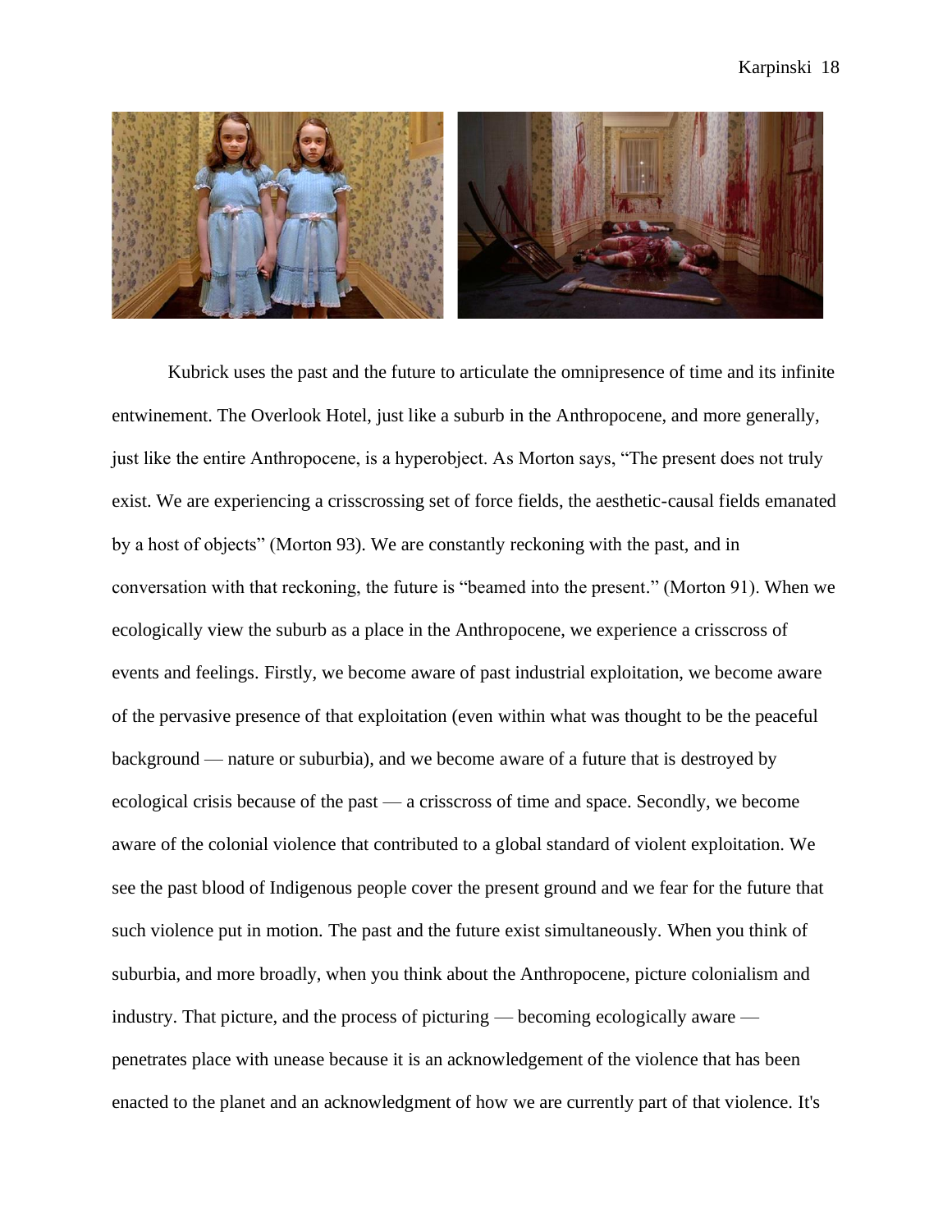Kubrick uses the past and the future to articulate the omnipresence of time and its infinite entwinement. The Overlook Hotel, just like a suburb in the Anthropocene, and more generally, just like the entire Anthropocene, is a hyperobject. As Morton says, "The present does not truly exist. We are experiencing a crisscrossing set of force fields, the aesthetic-causal fields emanated by a host of objects" (Morton 93). We are constantly reckoning with the past, and in conversation with that reckoning, the future is "beamed into the present." (Morton 91). When we ecologically view the suburb as a place in the Anthropocene, we experience a crisscross of events and feelings. Firstly, we become aware of past industrial exploitation, we become aware of the pervasive presence of that exploitation (even within what was thought to be the peaceful background — nature or suburbia), and we become aware of a future that is destroyed by ecological crisis because of the past — a crisscross of time and space. Secondly, we become aware of the colonial violence that contributed to a global standard of violent exploitation. We see the past blood of Indigenous people cover the present ground and we fear for the future that such violence put in motion. The past and the future exist simultaneously. When you think of suburbia, and more broadly, when you think about the Anthropocene, picture colonialism and industry. That picture, and the process of picturing — becoming ecologically aware — penetrates place with unease because it is an acknowledgement of the violence that has been enacted to the planet and an acknowledgment of how we are currently part of that violence. It's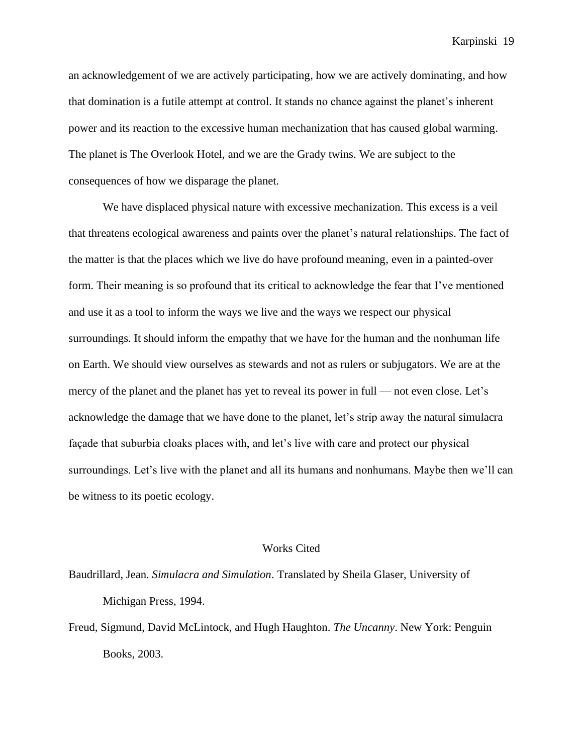an acknowledgement of we are actively participating, how we are actively dominating, and how that domination is a futile attempt at control. It stands no chance against the planet's inherent power and its reaction to the excessive human mechanization that has caused global warming. The planet is The Overlook Hotel, and we are the Grady twins. We are subject to the consequences of how we disparage the planet.

We have displaced physical nature with excessive mechanization. This excess is a veil that threatens ecological awareness and paints over the planet's natural relationships. The fact of the matter is that the places which we live do have profound meaning, even in a painted-over form. Their meaning is so profound that its critical to acknowledge the fear that I've mentioned and use it as a tool to inform the ways we live and the ways we respect our physical surroundings. It should inform the empathy that we have for the human and the nonhuman life on Earth. We should view ourselves as stewards and not as rulers or subjugators. We are at the mercy of the planet and the planet has yet to reveal its power in full — not even close. Let's acknowledge the damage that we have done to the planet, let's strip away the natural simulacra façade that suburbia cloaks places with, and let's live with care and protect our physical surroundings. Let's live with the planet and all its humans and nonhumans. Maybe then we'll can be witness to its poetic ecology.

## Works Cited

Baudrillard, Jean. *Simulacra and Simulation*. Translated by Sheila Glaser, University of Michigan Press, 1994.

Freud, Sigmund, David McLintock, and Hugh Haughton. *The Uncanny*. New York: Penguin Books, 2003.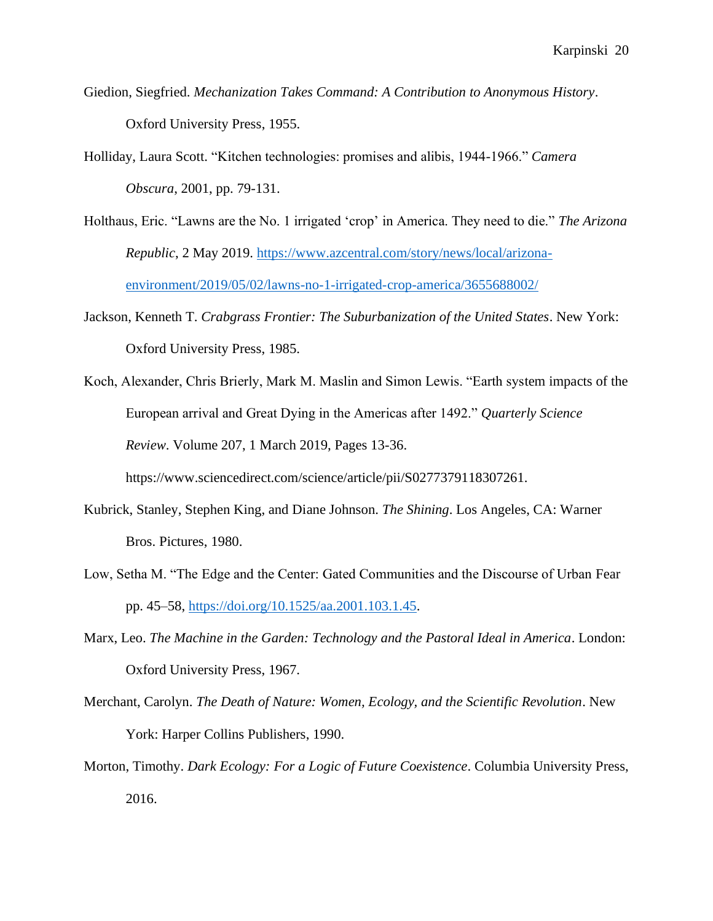Giedion, Siegfried. *Mechanization Takes Command: A Contribution to Anonymous History*. Oxford University Press, 1955.

Holliday, Laura Scott. "Kitchen technologies: promises and alibis, 1944-1966." *Camera Obscura*, 2001, pp. 79-131.

Holthaus, Eric. "Lawns are the No. 1 irrigated 'crop' in America. They need to die." *The Arizona Republic*, 2 May 2019. https://www.azcentral.com/story/news/local/arizona-environment/2019/05/02/lawns-no-1-irrigated-crop-america/3655688002/

Jackson, Kenneth T. *Crabgrass Frontier: The Suburbanization of the United States*. New York: Oxford University Press, 1985.

Koch, Alexander, Chris Brierly, Mark M. Maslin and Simon Lewis. "Earth system impacts of the European arrival and Great Dying in the Americas after 1492." *Quarterly Science Review*. Volume 207, 1 March 2019, Pages 13-36. https://www.sciencedirect.com/science/article/pii/S0277379118307261.

Kubrick, Stanley, Stephen King, and Diane Johnson. *The Shining*. Los Angeles, CA: Warner Bros. Pictures, 1980.

Low, Setha M. "The Edge and the Center: Gated Communities and the Discourse of Urban Fear pp. 45–58, https://doi.org/10.1525/aa.2001.103.1.45.

Marx, Leo. *The Machine in the Garden: Technology and the Pastoral Ideal in America*. London: Oxford University Press, 1967.

Merchant, Carolyn. *The Death of Nature: Women, Ecology, and the Scientific Revolution*. New York: Harper Collins Publishers, 1990.

Morton, Timothy. *Dark Ecology: For a Logic of Future Coexistence*. Columbia University Press, 2016.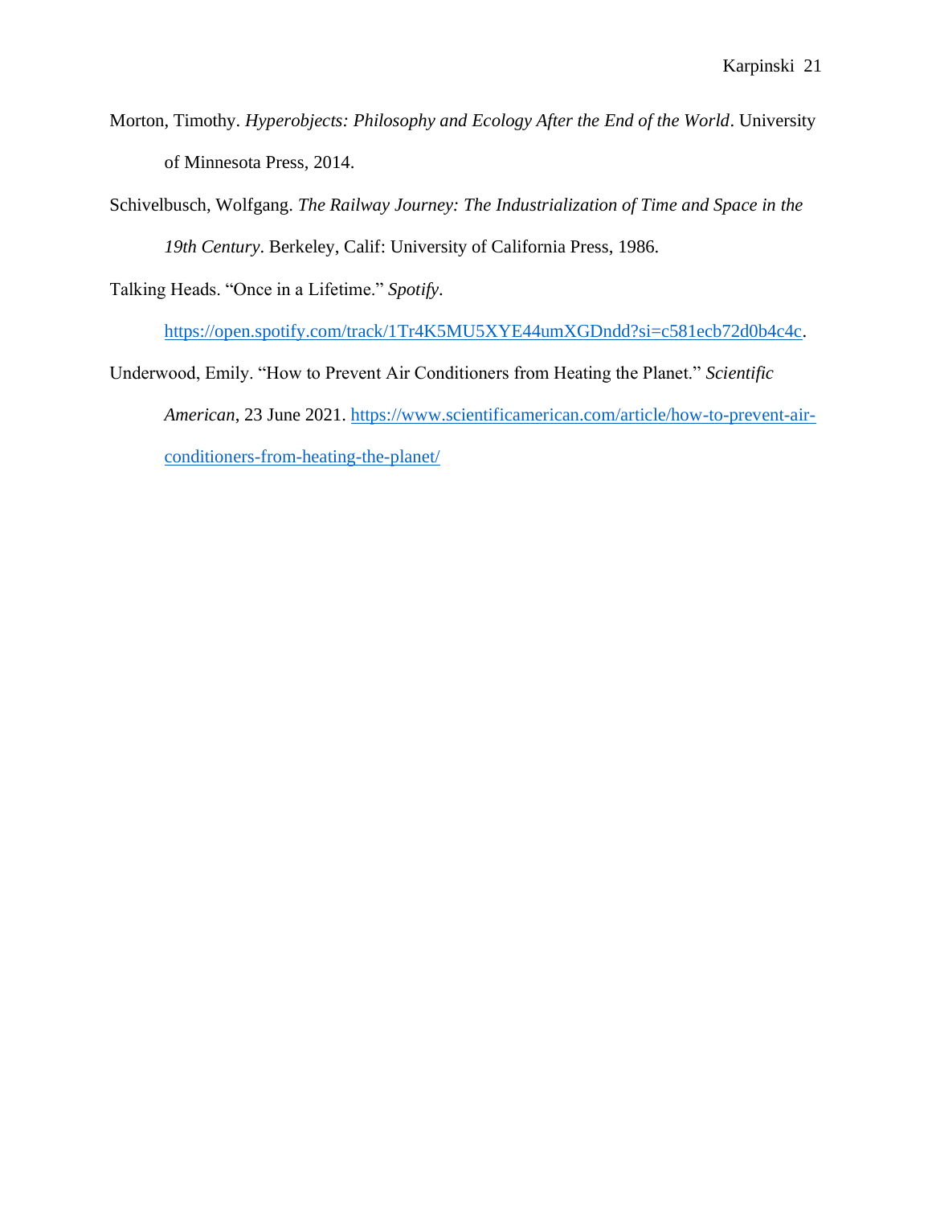Morton, Timothy. *Hyperobjects: Philosophy and Ecology After the End of the World*. University of Minnesota Press, 2014.

Schivelbusch, Wolfgang. *The Railway Journey: The Industrialization of Time and Space in the 19th Century*. Berkeley, Calif: University of California Press, 1986.

Talking Heads. "Once in a Lifetime." *Spotify*. https://open.spotify.com/track/1Tr4K5MU5XYE44umXGDndd?si=c581ecb72d0b4c4c.

Underwood, Emily. "How to Prevent Air Conditioners from Heating the Planet." *Scientific American*, 23 June 2021. https://www.scientificamerican.com/article/how-to-prevent-air-conditioners-from-heating-the-planet/